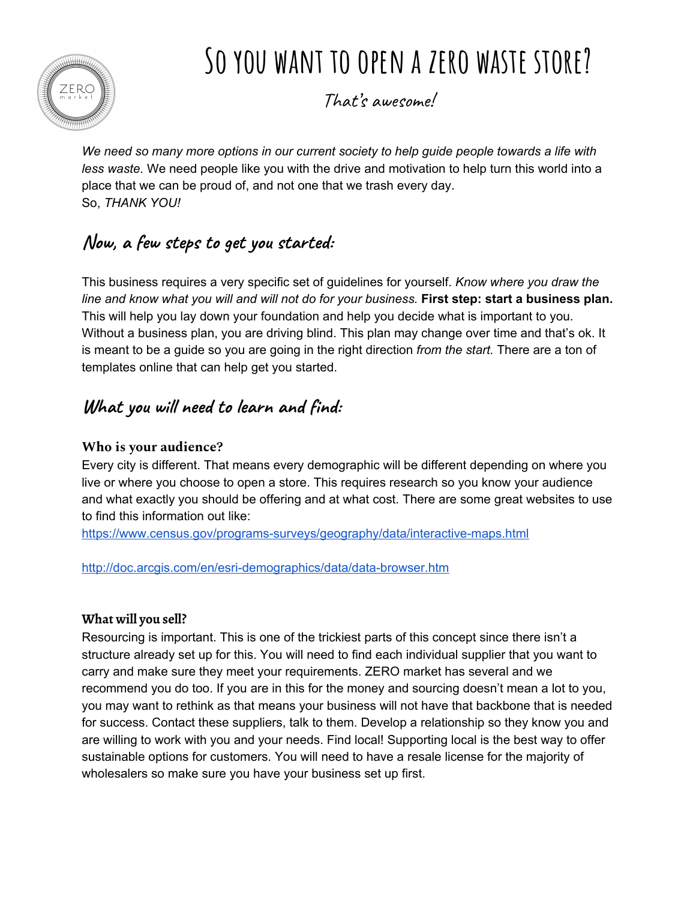# So you want to open a zero waste store?

### That's awesome!

*We need so many more options in our current society to help guide people towards a life with less waste.* We need people like you with the drive and motivation to help turn this world into a place that we can be proud of, and not one that we trash every day.
So, *THANK YOU!*

## Now, a few steps to get you started:

This business requires a very specific set of guidelines for yourself. *Know where you draw the line and know what you will and will not do for your business.* **First step: start a business plan.** This will help you lay down your foundation and help you decide what is important to you. Without a business plan, you are driving blind. This plan may change over time and that's ok. It is meant to be a guide so you are going in the right direction *from the start*. There are a ton of templates online that can help get you started.

## What you will need to learn and find:

### Who is your audience?

Every city is different. That means every demographic will be different depending on where you live or where you choose to open a store. This requires research so you know your audience and what exactly you should be offering and at what cost. There are some great websites to use to find this information out like:
https://www.census.gov/programs-surveys/geography/data/interactive-maps.html

http://doc.arcgis.com/en/esri-demographics/data/data-browser.htm

### What will you sell?

Resourcing is important. This is one of the trickiest parts of this concept since there isn't a structure already set up for this. You will need to find each individual supplier that you want to carry and make sure they meet your requirements. ZERO market has several and we recommend you do too. If you are in this for the money and sourcing doesn't mean a lot to you, you may want to rethink as that means your business will not have that backbone that is needed for success. Contact these suppliers, talk to them. Develop a relationship so they know you and are willing to work with you and your needs. Find local! Supporting local is the best way to offer sustainable options for customers. You will need to have a resale license for the majority of wholesalers so make sure you have your business set up first.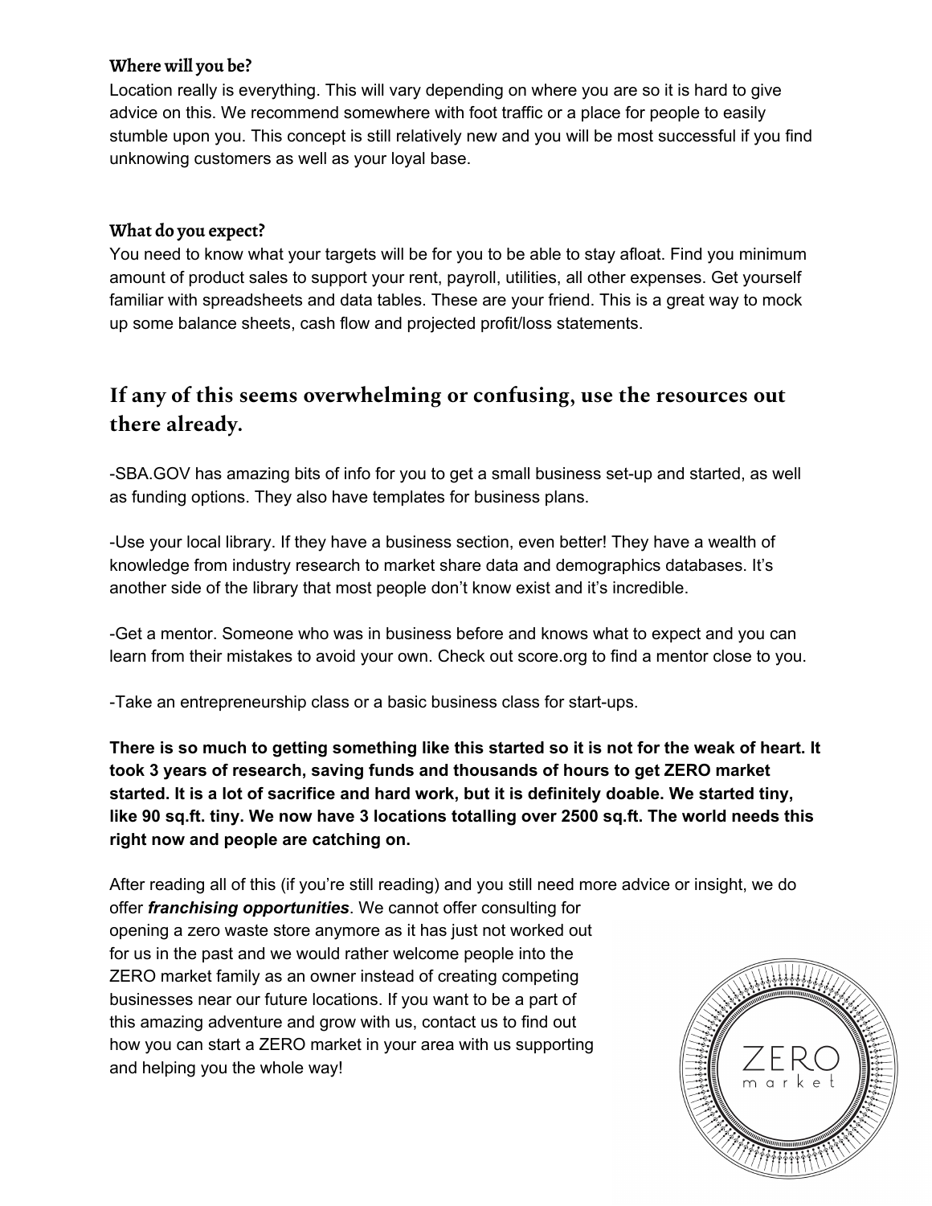### Where will you be?

Location really is everything. This will vary depending on where you are so it is hard to give advice on this. We recommend somewhere with foot traffic or a place for people to easily stumble upon you. This concept is still relatively new and you will be most successful if you find unknowing customers as well as your loyal base.

### What do you expect?

You need to know what your targets will be for you to be able to stay afloat. Find you minimum amount of product sales to support your rent, payroll, utilities, all other expenses. Get yourself familiar with spreadsheets and data tables. These are your friend. This is a great way to mock up some balance sheets, cash flow and projected profit/loss statements.

## If any of this seems overwhelming or confusing, use the resources out there already.

-SBA.GOV has amazing bits of info for you to get a small business set-up and started, as well as funding options. They also have templates for business plans.

-Use your local library. If they have a business section, even better! They have a wealth of knowledge from industry research to market share data and demographics databases. It's another side of the library that most people don't know exist and it's incredible.

-Get a mentor. Someone who was in business before and knows what to expect and you can learn from their mistakes to avoid your own. Check out score.org to find a mentor close to you.

-Take an entrepreneurship class or a basic business class for start-ups.

**There is so much to getting something like this started so it is not for the weak of heart. It took 3 years of research, saving funds and thousands of hours to get ZERO market started. It is a lot of sacrifice and hard work, but it is definitely doable. We started tiny, like 90 sq.ft. tiny. We now have 3 locations totalling over 2500 sq.ft. The world needs this right now and people are catching on.**

After reading all of this (if you're still reading) and you still need more advice or insight, we do offer ***franchising opportunities***. We cannot offer consulting for opening a zero waste store anymore as it has just not worked out for us in the past and we would rather welcome people into the ZERO market family as an owner instead of creating competing businesses near our future locations. If you want to be a part of this amazing adventure and grow with us, contact us to find out how you can start a ZERO market in your area with us supporting and helping you the whole way!